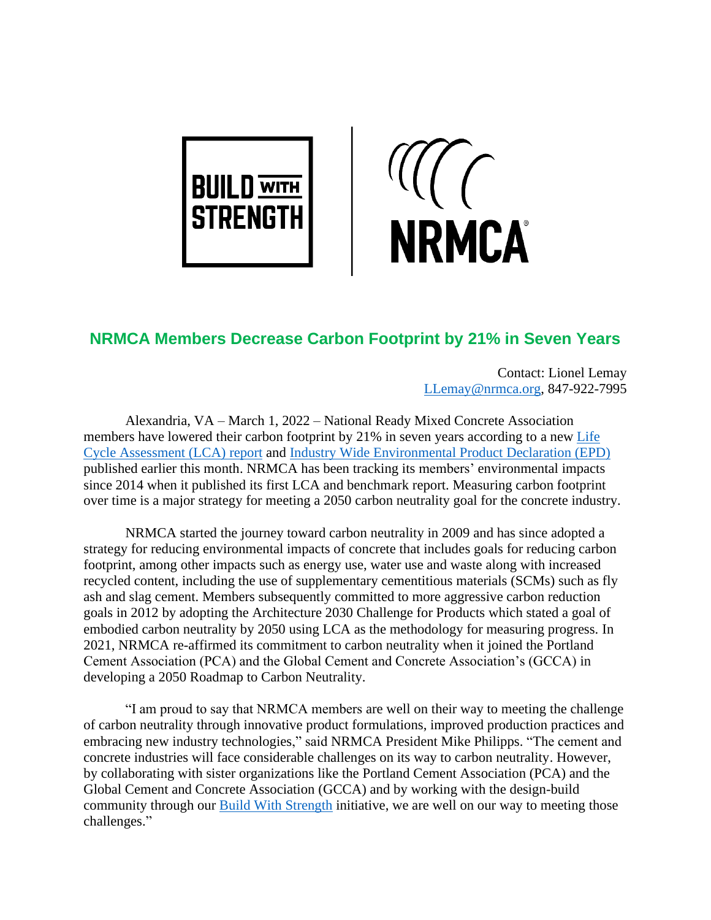# NRMCA Members Decrease Carbon Footprint by 21% in Seven Years

Contact: Lionel Lemay
LLemay@nrmca.org, 847-922-7995

Alexandria, VA – March 1, 2022 – National Ready Mixed Concrete Association members have lowered their carbon footprint by 21% in seven years according to a new Life Cycle Assessment (LCA) report and Industry Wide Environmental Product Declaration (EPD) published earlier this month. NRMCA has been tracking its members' environmental impacts since 2014 when it published its first LCA and benchmark report. Measuring carbon footprint over time is a major strategy for meeting a 2050 carbon neutrality goal for the concrete industry.

NRMCA started the journey toward carbon neutrality in 2009 and has since adopted a strategy for reducing environmental impacts of concrete that includes goals for reducing carbon footprint, among other impacts such as energy use, water use and waste along with increased recycled content, including the use of supplementary cementitious materials (SCMs) such as fly ash and slag cement. Members subsequently committed to more aggressive carbon reduction goals in 2012 by adopting the Architecture 2030 Challenge for Products which stated a goal of embodied carbon neutrality by 2050 using LCA as the methodology for measuring progress. In 2021, NRMCA re-affirmed its commitment to carbon neutrality when it joined the Portland Cement Association (PCA) and the Global Cement and Concrete Association's (GCCA) in developing a 2050 Roadmap to Carbon Neutrality.

"I am proud to say that NRMCA members are well on their way to meeting the challenge of carbon neutrality through innovative product formulations, improved production practices and embracing new industry technologies," said NRMCA President Mike Philipps. "The cement and concrete industries will face considerable challenges on its way to carbon neutrality. However, by collaborating with sister organizations like the Portland Cement Association (PCA) and the Global Cement and Concrete Association (GCCA) and by working with the design-build community through our Build With Strength initiative, we are well on our way to meeting those challenges."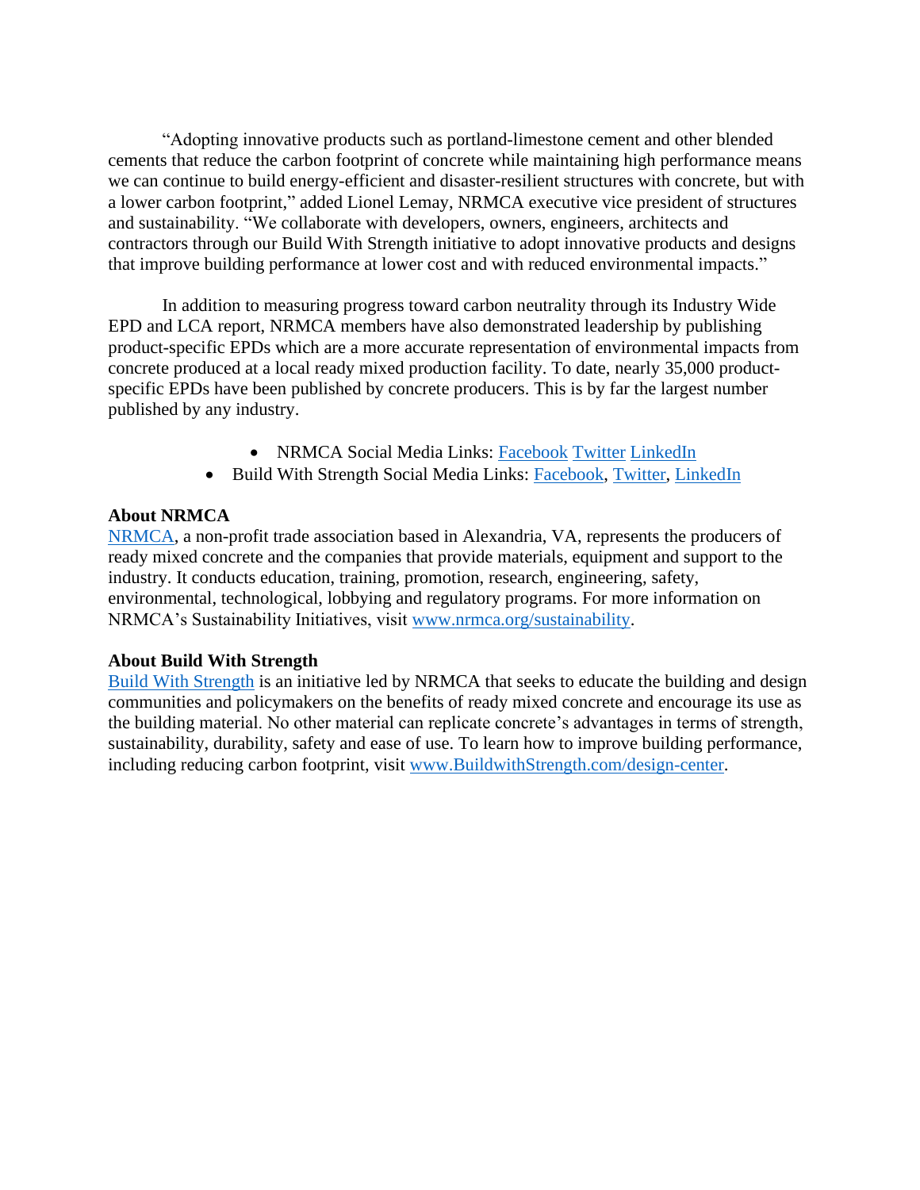"Adopting innovative products such as portland-limestone cement and other blended cements that reduce the carbon footprint of concrete while maintaining high performance means we can continue to build energy-efficient and disaster-resilient structures with concrete, but with a lower carbon footprint," added Lionel Lemay, NRMCA executive vice president of structures and sustainability. "We collaborate with developers, owners, engineers, architects and contractors through our Build With Strength initiative to adopt innovative products and designs that improve building performance at lower cost and with reduced environmental impacts."

In addition to measuring progress toward carbon neutrality through its Industry Wide EPD and LCA report, NRMCA members have also demonstrated leadership by publishing product-specific EPDs which are a more accurate representation of environmental impacts from concrete produced at a local ready mixed production facility. To date, nearly 35,000 product-specific EPDs have been published by concrete producers. This is by far the largest number published by any industry.

- NRMCA Social Media Links: Facebook Twitter LinkedIn
- Build With Strength Social Media Links: Facebook, Twitter, LinkedIn

**About NRMCA**

NRMCA, a non-profit trade association based in Alexandria, VA, represents the producers of ready mixed concrete and the companies that provide materials, equipment and support to the industry. It conducts education, training, promotion, research, engineering, safety, environmental, technological, lobbying and regulatory programs. For more information on NRMCA's Sustainability Initiatives, visit www.nrmca.org/sustainability.

**About Build With Strength**

Build With Strength is an initiative led by NRMCA that seeks to educate the building and design communities and policymakers on the benefits of ready mixed concrete and encourage its use as the building material. No other material can replicate concrete's advantages in terms of strength, sustainability, durability, safety and ease of use. To learn how to improve building performance, including reducing carbon footprint, visit www.BuildwithStrength.com/design-center.